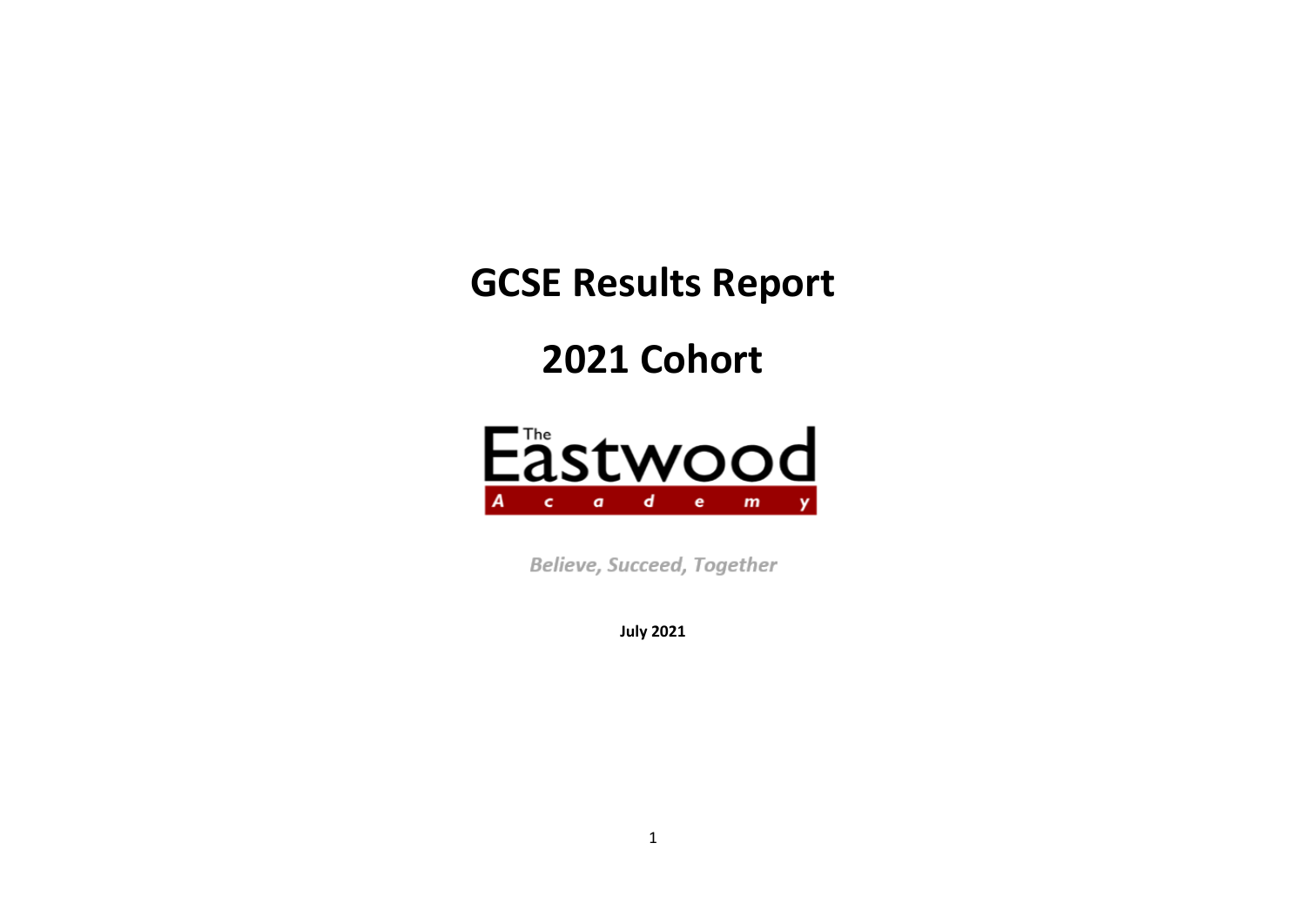# GCSE Results Report

# 2021 Cohort

The Eastwood Academy

*Believe, Succeed, Together*

**July 2021**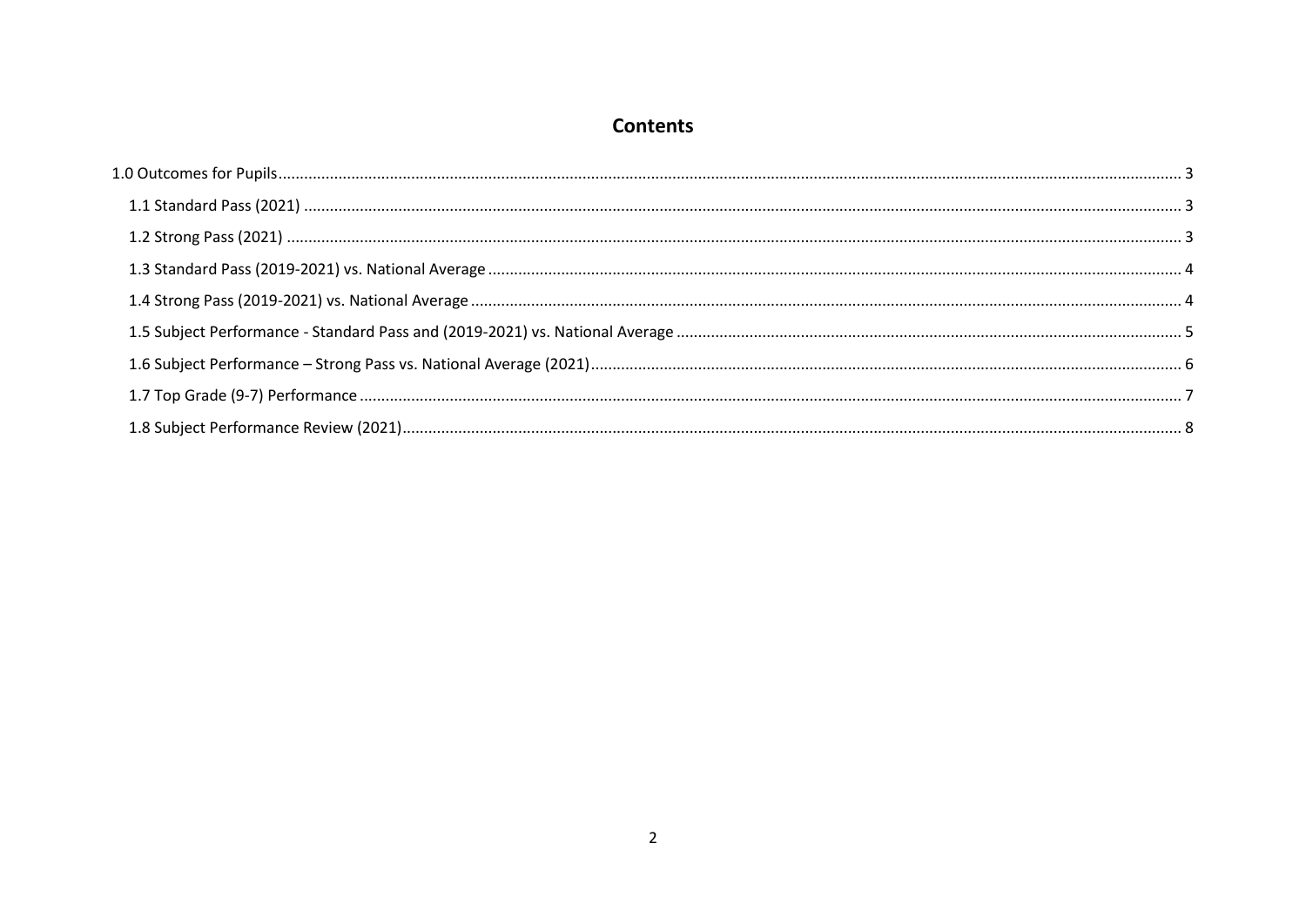# Contents

1.0 Outcomes for Pupils ........................................................................ 3

- 1.1 Standard Pass (2021) ........................................................................ 3
- 1.2 Strong Pass (2021) ........................................................................ 3
- 1.3 Standard Pass (2019-2021) vs. National Average ........................................................................ 4
- 1.4 Strong Pass (2019-2021) vs. National Average ........................................................................ 4
- 1.5 Subject Performance - Standard Pass and (2019-2021) vs. National Average ........................................................................ 5
- 1.6 Subject Performance – Strong Pass vs. National Average (2021) ........................................................................ 6
- 1.7 Top Grade (9-7) Performance ........................................................................ 7
- 1.8 Subject Performance Review (2021) ........................................................................ 8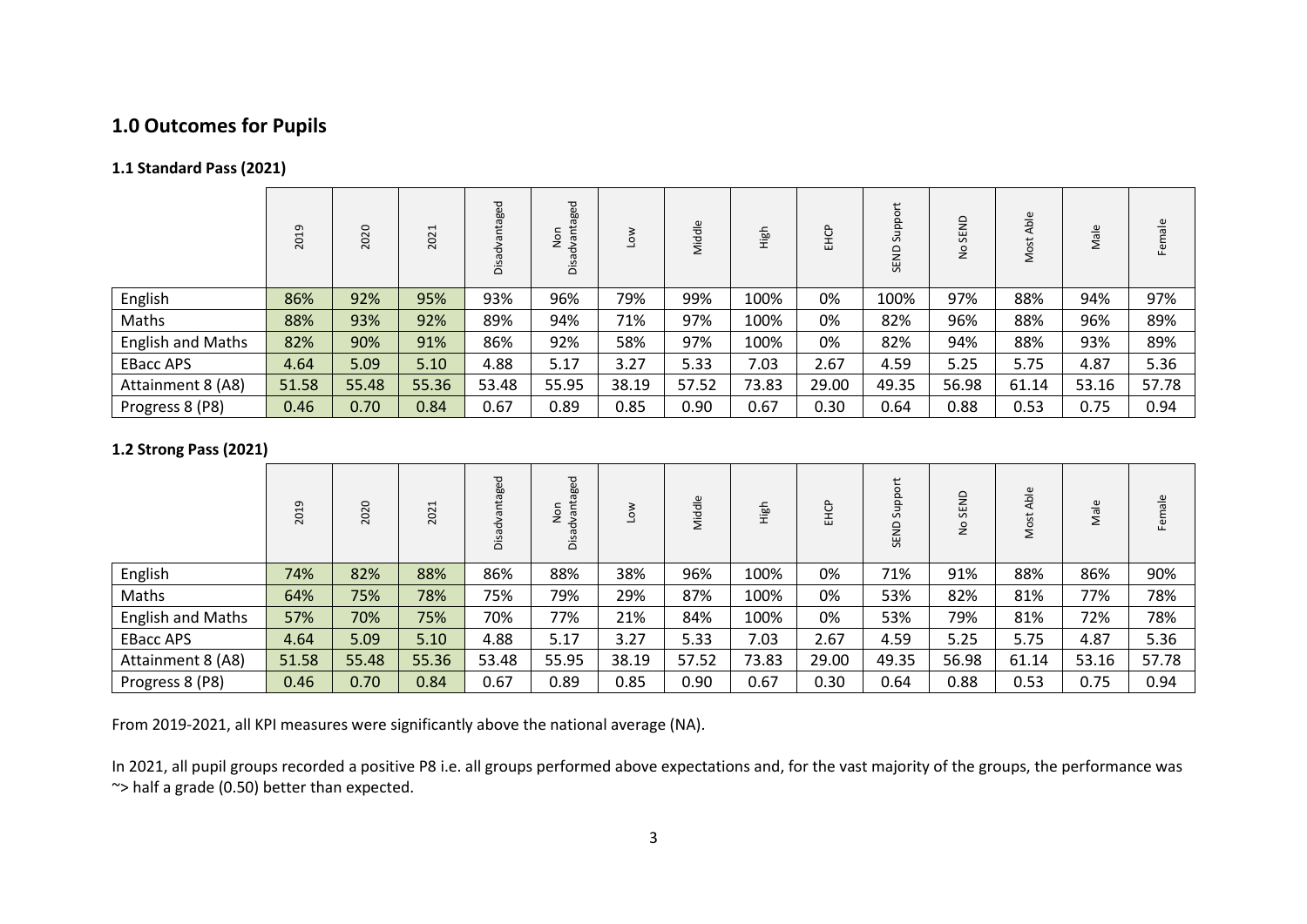## 1.0 Outcomes for Pupils

### 1.1 Standard Pass (2021)

| | 2019 | 2020 | 2021 | Disadvantaged | Non Disadvantaged | Low | Middle | High | EHCP | SEND Support | No SEND | Most Able | Male | Female |
|---|---|---|---|---|---|---|---|---|---|---|---|---|---|---|
| English | 86% | 92% | 95% | 93% | 96% | 79% | 99% | 100% | 0% | 100% | 97% | 88% | 94% | 97% |
| Maths | 88% | 93% | 92% | 89% | 94% | 71% | 97% | 100% | 0% | 82% | 96% | 88% | 96% | 89% |
| English and Maths | 82% | 90% | 91% | 86% | 92% | 58% | 97% | 100% | 0% | 82% | 94% | 88% | 93% | 89% |
| EBacc APS | 4.64 | 5.09 | 5.10 | 4.88 | 5.17 | 3.27 | 5.33 | 7.03 | 2.67 | 4.59 | 5.25 | 5.75 | 4.87 | 5.36 |
| Attainment 8 (A8) | 51.58 | 55.48 | 55.36 | 53.48 | 55.95 | 38.19 | 57.52 | 73.83 | 29.00 | 49.35 | 56.98 | 61.14 | 53.16 | 57.78 |
| Progress 8 (P8) | 0.46 | 0.70 | 0.84 | 0.67 | 0.89 | 0.85 | 0.90 | 0.67 | 0.30 | 0.64 | 0.88 | 0.53 | 0.75 | 0.94 |

### 1.2 Strong Pass (2021)

| | 2019 | 2020 | 2021 | Disadvantaged | Non Disadvantaged | Low | Middle | High | EHCP | SEND Support | No SEND | Most Able | Male | Female |
|---|---|---|---|---|---|---|---|---|---|---|---|---|---|---|
| English | 74% | 82% | 88% | 86% | 88% | 38% | 96% | 100% | 0% | 71% | 91% | 88% | 86% | 90% |
| Maths | 64% | 75% | 78% | 75% | 79% | 29% | 87% | 100% | 0% | 53% | 82% | 81% | 77% | 78% |
| English and Maths | 57% | 70% | 75% | 70% | 77% | 21% | 84% | 100% | 0% | 53% | 79% | 81% | 72% | 78% |
| EBacc APS | 4.64 | 5.09 | 5.10 | 4.88 | 5.17 | 3.27 | 5.33 | 7.03 | 2.67 | 4.59 | 5.25 | 5.75 | 4.87 | 5.36 |
| Attainment 8 (A8) | 51.58 | 55.48 | 55.36 | 53.48 | 55.95 | 38.19 | 57.52 | 73.83 | 29.00 | 49.35 | 56.98 | 61.14 | 53.16 | 57.78 |
| Progress 8 (P8) | 0.46 | 0.70 | 0.84 | 0.67 | 0.89 | 0.85 | 0.90 | 0.67 | 0.30 | 0.64 | 0.88 | 0.53 | 0.75 | 0.94 |

From 2019-2021, all KPI measures were significantly above the national average (NA).

In 2021, all pupil groups recorded a positive P8 i.e. all groups performed above expectations and, for the vast majority of the groups, the performance was ~> half a grade (0.50) better than expected.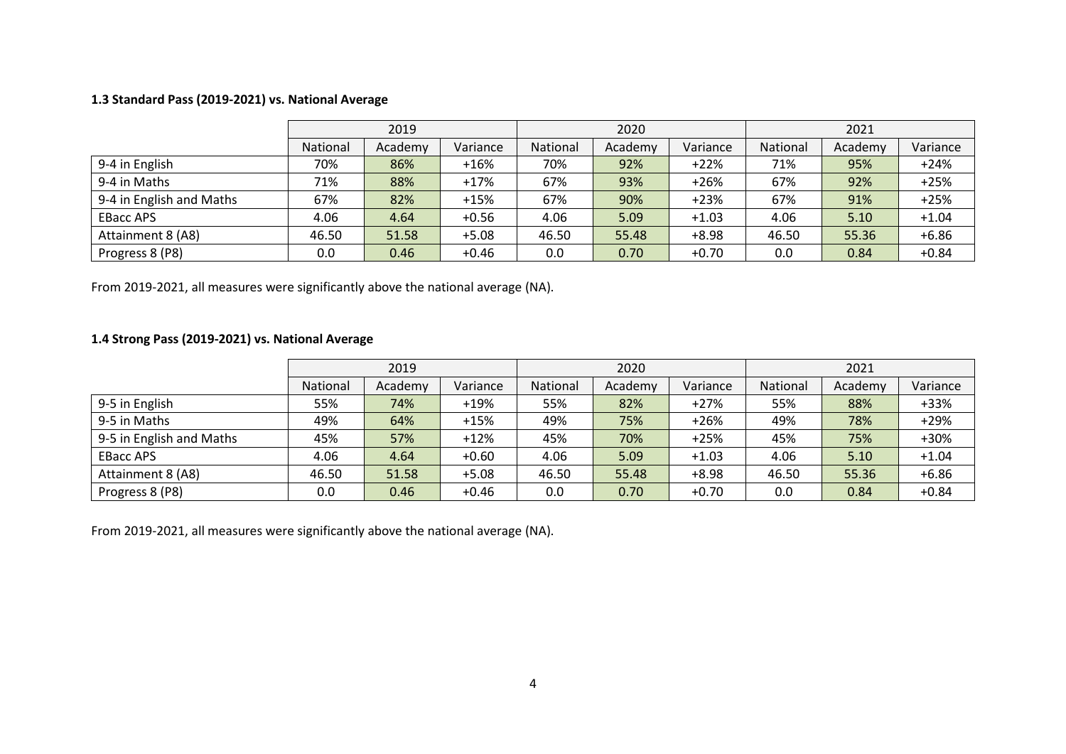### 1.3 Standard Pass (2019-2021) vs. National Average

| | 2019 | | | 2020 | | | 2021 | | |
|---|---|---|---|---|---|---|---|---|---|
| | National | Academy | Variance | National | Academy | Variance | National | Academy | Variance |
| 9-4 in English | 70% | 86% | +16% | 70% | 92% | +22% | 71% | 95% | +24% |
| 9-4 in Maths | 71% | 88% | +17% | 67% | 93% | +26% | 67% | 92% | +25% |
| 9-4 in English and Maths | 67% | 82% | +15% | 67% | 90% | +23% | 67% | 91% | +25% |
| EBacc APS | 4.06 | 4.64 | +0.56 | 4.06 | 5.09 | +1.03 | 4.06 | 5.10 | +1.04 |
| Attainment 8 (A8) | 46.50 | 51.58 | +5.08 | 46.50 | 55.48 | +8.98 | 46.50 | 55.36 | +6.86 |
| Progress 8 (P8) | 0.0 | 0.46 | +0.46 | 0.0 | 0.70 | +0.70 | 0.0 | 0.84 | +0.84 |

From 2019-2021, all measures were significantly above the national average (NA).

### 1.4 Strong Pass (2019-2021) vs. National Average

| | 2019 | | | 2020 | | | 2021 | | |
|---|---|---|---|---|---|---|---|---|---|
| | National | Academy | Variance | National | Academy | Variance | National | Academy | Variance |
| 9-5 in English | 55% | 74% | +19% | 55% | 82% | +27% | 55% | 88% | +33% |
| 9-5 in Maths | 49% | 64% | +15% | 49% | 75% | +26% | 49% | 78% | +29% |
| 9-5 in English and Maths | 45% | 57% | +12% | 45% | 70% | +25% | 45% | 75% | +30% |
| EBacc APS | 4.06 | 4.64 | +0.60 | 4.06 | 5.09 | +1.03 | 4.06 | 5.10 | +1.04 |
| Attainment 8 (A8) | 46.50 | 51.58 | +5.08 | 46.50 | 55.48 | +8.98 | 46.50 | 55.36 | +6.86 |
| Progress 8 (P8) | 0.0 | 0.46 | +0.46 | 0.0 | 0.70 | +0.70 | 0.0 | 0.84 | +0.84 |

From 2019-2021, all measures were significantly above the national average (NA).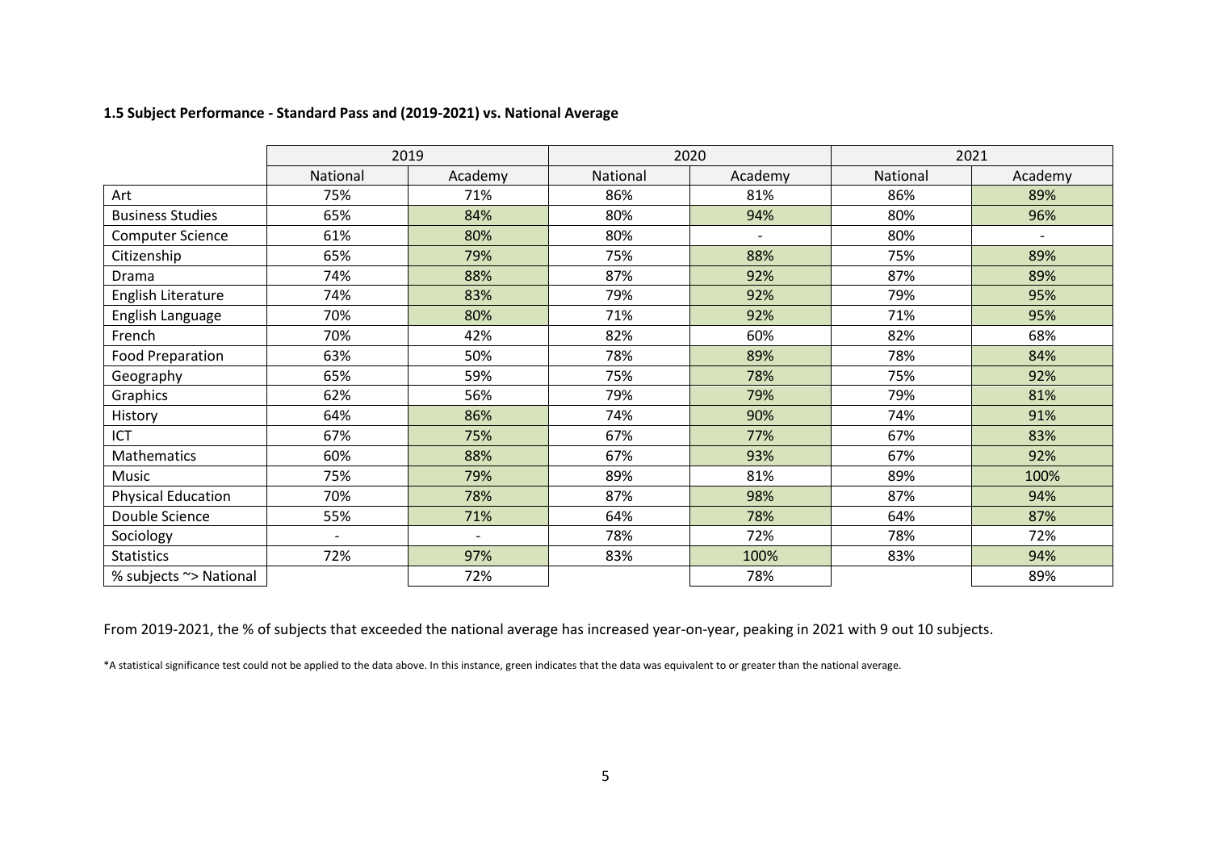**1.5 Subject Performance - Standard Pass and (2019-2021) vs. National Average**

| | 2019 | | 2020 | | 2021 | |
|---|---|---|---|---|---|---|
| | National | Academy | National | Academy | National | Academy |
| Art | 75% | 71% | 86% | 81% | 86% | 89% |
| Business Studies | 65% | 84% | 80% | 94% | 80% | 96% |
| Computer Science | 61% | 80% | 80% | - | 80% | - |
| Citizenship | 65% | 79% | 75% | 88% | 75% | 89% |
| Drama | 74% | 88% | 87% | 92% | 87% | 89% |
| English Literature | 74% | 83% | 79% | 92% | 79% | 95% |
| English Language | 70% | 80% | 71% | 92% | 71% | 95% |
| French | 70% | 42% | 82% | 60% | 82% | 68% |
| Food Preparation | 63% | 50% | 78% | 89% | 78% | 84% |
| Geography | 65% | 59% | 75% | 78% | 75% | 92% |
| Graphics | 62% | 56% | 79% | 79% | 79% | 81% |
| History | 64% | 86% | 74% | 90% | 74% | 91% |
| ICT | 67% | 75% | 67% | 77% | 67% | 83% |
| Mathematics | 60% | 88% | 67% | 93% | 67% | 92% |
| Music | 75% | 79% | 89% | 81% | 89% | 100% |
| Physical Education | 70% | 78% | 87% | 98% | 87% | 94% |
| Double Science | 55% | 71% | 64% | 78% | 64% | 87% |
| Sociology | - | - | 78% | 72% | 78% | 72% |
| Statistics | 72% | 97% | 83% | 100% | 83% | 94% |
| % subjects ~> National | | 72% | | 78% | | 89% |

From 2019-2021, the % of subjects that exceeded the national average has increased year-on-year, peaking in 2021 with 9 out 10 subjects.

*A statistical significance test could not be applied to the data above. In this instance, green indicates that the data was equivalent to or greater than the national average.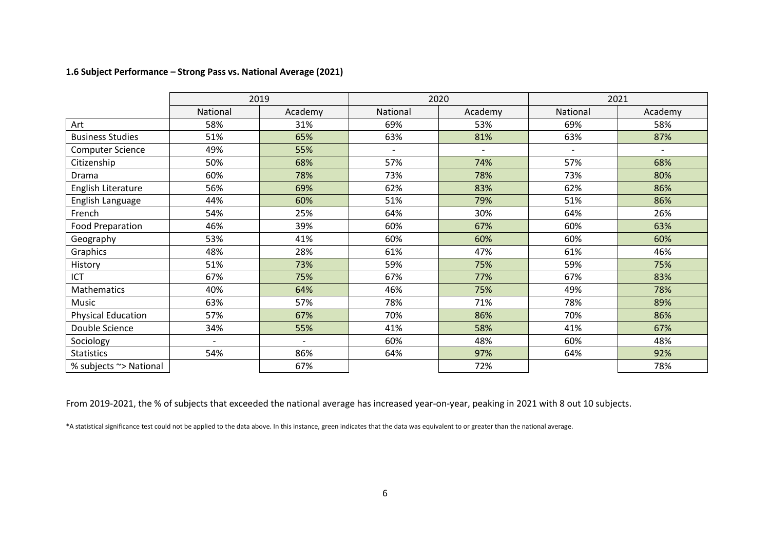### 1.6 Subject Performance – Strong Pass vs. National Average (2021)

| | 2019 | | 2020 | | 2021 | |
|---|---|---|---|---|---|---|
| | National | Academy | National | Academy | National | Academy |
| Art | 58% | 31% | 69% | 53% | 69% | 58% |
| Business Studies | 51% | 65% | 63% | 81% | 63% | 87% |
| Computer Science | 49% | 55% | - | - | - | - |
| Citizenship | 50% | 68% | 57% | 74% | 57% | 68% |
| Drama | 60% | 78% | 73% | 78% | 73% | 80% |
| English Literature | 56% | 69% | 62% | 83% | 62% | 86% |
| English Language | 44% | 60% | 51% | 79% | 51% | 86% |
| French | 54% | 25% | 64% | 30% | 64% | 26% |
| Food Preparation | 46% | 39% | 60% | 67% | 60% | 63% |
| Geography | 53% | 41% | 60% | 60% | 60% | 60% |
| Graphics | 48% | 28% | 61% | 47% | 61% | 46% |
| History | 51% | 73% | 59% | 75% | 59% | 75% |
| ICT | 67% | 75% | 67% | 77% | 67% | 83% |
| Mathematics | 40% | 64% | 46% | 75% | 49% | 78% |
| Music | 63% | 57% | 78% | 71% | 78% | 89% |
| Physical Education | 57% | 67% | 70% | 86% | 70% | 86% |
| Double Science | 34% | 55% | 41% | 58% | 41% | 67% |
| Sociology | - | - | 60% | 48% | 60% | 48% |
| Statistics | 54% | 86% | 64% | 97% | 64% | 92% |
| % subjects ~> National | | 67% | | 72% | | 78% |

From 2019-2021, the % of subjects that exceeded the national average has increased year-on-year, peaking in 2021 with 8 out 10 subjects.

*A statistical significance test could not be applied to the data above. In this instance, green indicates that the data was equivalent to or greater than the national average.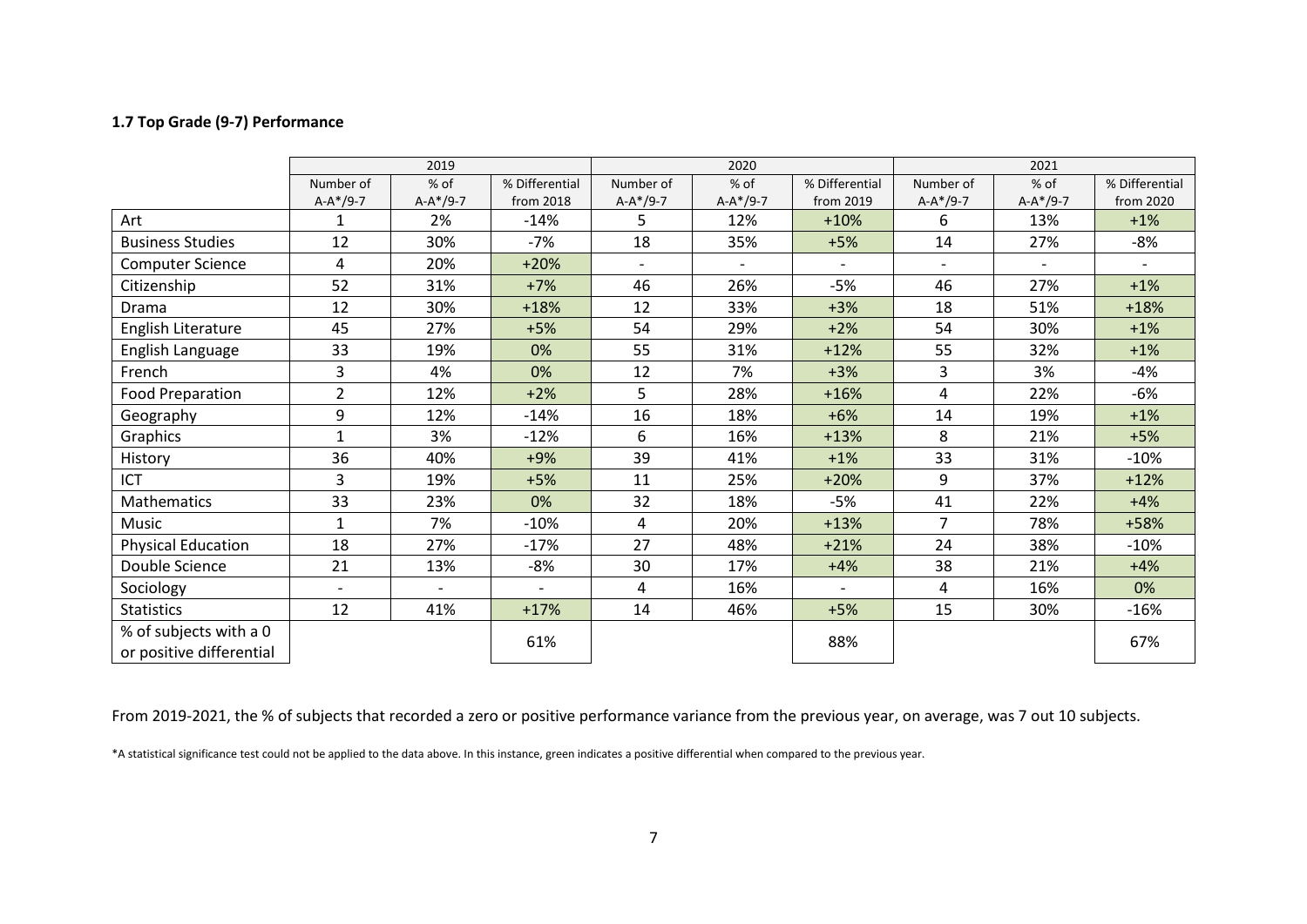### 1.7 Top Grade (9-7) Performance

| | 2019 | | | 2020 | | | 2021 | | |
|---|---|---|---|---|---|---|---|---|---|
| | Number of A-A*/9-7 | % of A-A*/9-7 | % Differential from 2018 | Number of A-A*/9-7 | % of A-A*/9-7 | % Differential from 2019 | Number of A-A*/9-7 | % of A-A*/9-7 | % Differential from 2020 |
| Art | 1 | 2% | -14% | 5 | 12% | +10% | 6 | 13% | +1% |
| Business Studies | 12 | 30% | -7% | 18 | 35% | +5% | 14 | 27% | -8% |
| Computer Science | 4 | 20% | +20% | - | - | - | - | - | - |
| Citizenship | 52 | 31% | +7% | 46 | 26% | -5% | 46 | 27% | +1% |
| Drama | 12 | 30% | +18% | 12 | 33% | +3% | 18 | 51% | +18% |
| English Literature | 45 | 27% | +5% | 54 | 29% | +2% | 54 | 30% | +1% |
| English Language | 33 | 19% | 0% | 55 | 31% | +12% | 55 | 32% | +1% |
| French | 3 | 4% | 0% | 12 | 7% | +3% | 3 | 3% | -4% |
| Food Preparation | 2 | 12% | +2% | 5 | 28% | +16% | 4 | 22% | -6% |
| Geography | 9 | 12% | -14% | 16 | 18% | +6% | 14 | 19% | +1% |
| Graphics | 1 | 3% | -12% | 6 | 16% | +13% | 8 | 21% | +5% |
| History | 36 | 40% | +9% | 39 | 41% | +1% | 33 | 31% | -10% |
| ICT | 3 | 19% | +5% | 11 | 25% | +20% | 9 | 37% | +12% |
| Mathematics | 33 | 23% | 0% | 32 | 18% | -5% | 41 | 22% | +4% |
| Music | 1 | 7% | -10% | 4 | 20% | +13% | 7 | 78% | +58% |
| Physical Education | 18 | 27% | -17% | 27 | 48% | +21% | 24 | 38% | -10% |
| Double Science | 21 | 13% | -8% | 30 | 17% | +4% | 38 | 21% | +4% |
| Sociology | - | - | - | 4 | 16% | - | 4 | 16% | 0% |
| Statistics | 12 | 41% | +17% | 14 | 46% | +5% | 15 | 30% | -16% |
| % of subjects with a 0 or positive differential | | | 61% | | | 88% | | | 67% |

From 2019-2021, the % of subjects that recorded a zero or positive performance variance from the previous year, on average, was 7 out 10 subjects.

*A statistical significance test could not be applied to the data above. In this instance, green indicates a positive differential when compared to the previous year.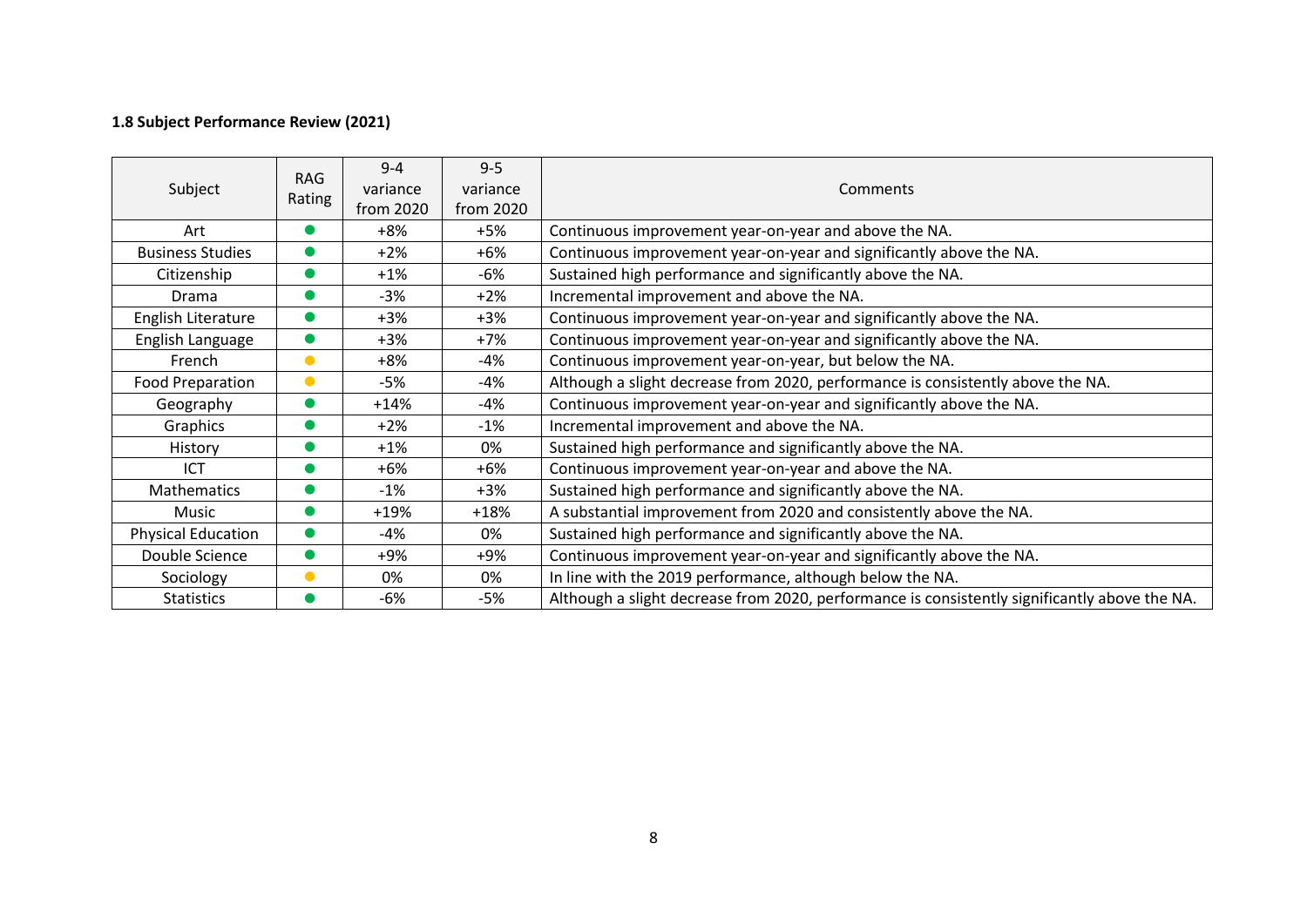**1.8 Subject Performance Review (2021)**

| Subject | RAG Rating | 9-4 variance from 2020 | 9-5 variance from 2020 | Comments |
|---|---|---|---|---|
| Art | 🟢 | +8% | +5% | Continuous improvement year-on-year and above the NA. |
| Business Studies | 🟢 | +2% | +6% | Continuous improvement year-on-year and significantly above the NA. |
| Citizenship | 🟢 | +1% | -6% | Sustained high performance and significantly above the NA. |
| Drama | 🟢 | -3% | +2% | Incremental improvement and above the NA. |
| English Literature | 🟢 | +3% | +3% | Continuous improvement year-on-year and significantly above the NA. |
| English Language | 🟢 | +3% | +7% | Continuous improvement year-on-year and significantly above the NA. |
| French | 🟡 | +8% | -4% | Continuous improvement year-on-year, but below the NA. |
| Food Preparation | 🟡 | -5% | -4% | Although a slight decrease from 2020, performance is consistently above the NA. |
| Geography | 🟢 | +14% | -4% | Continuous improvement year-on-year and significantly above the NA. |
| Graphics | 🟢 | +2% | -1% | Incremental improvement and above the NA. |
| History | 🟢 | +1% | 0% | Sustained high performance and significantly above the NA. |
| ICT | 🟢 | +6% | +6% | Continuous improvement year-on-year and above the NA. |
| Mathematics | 🟢 | -1% | +3% | Sustained high performance and significantly above the NA. |
| Music | 🟢 | +19% | +18% | A substantial improvement from 2020 and consistently above the NA. |
| Physical Education | 🟢 | -4% | 0% | Sustained high performance and significantly above the NA. |
| Double Science | 🟢 | +9% | +9% | Continuous improvement year-on-year and significantly above the NA. |
| Sociology | 🟡 | 0% | 0% | In line with the 2019 performance, although below the NA. |
| Statistics | 🟢 | -6% | -5% | Although a slight decrease from 2020, performance is consistently significantly above the NA. |